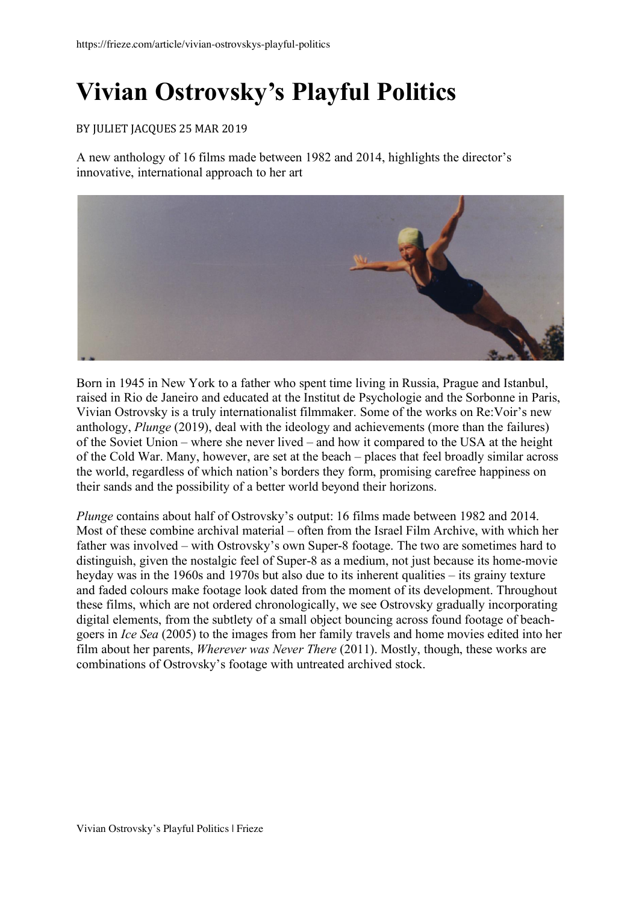https://frieze.com/article/vivian-ostrovskys-playful-politics

# Vivian Ostrovsky's Playful Politics

BY JULIET JACQUES 25 MAR 2019

A new anthology of 16 films made between 1982 and 2014, highlights the director's innovative, international approach to her art

Born in 1945 in New York to a father who spent time living in Russia, Prague and Istanbul, raised in Rio de Janeiro and educated at the Institut de Psychologie and the Sorbonne in Paris, Vivian Ostrovsky is a truly internationalist filmmaker. Some of the works on Re:Voir's new anthology, *Plunge* (2019), deal with the ideology and achievements (more than the failures) of the Soviet Union – where she never lived – and how it compared to the USA at the height of the Cold War. Many, however, are set at the beach – places that feel broadly similar across the world, regardless of which nation's borders they form, promising carefree happiness on their sands and the possibility of a better world beyond their horizons.

*Plunge* contains about half of Ostrovsky's output: 16 films made between 1982 and 2014. Most of these combine archival material – often from the Israel Film Archive, with which her father was involved – with Ostrovsky's own Super-8 footage. The two are sometimes hard to distinguish, given the nostalgic feel of Super-8 as a medium, not just because its home-movie heyday was in the 1960s and 1970s but also due to its inherent qualities – its grainy texture and faded colours make footage look dated from the moment of its development. Throughout these films, which are not ordered chronologically, we see Ostrovsky gradually incorporating digital elements, from the subtlety of a small object bouncing across found footage of beach-goers in *Ice Sea* (2005) to the images from her family travels and home movies edited into her film about her parents, *Wherever was Never There* (2011). Mostly, though, these works are combinations of Ostrovsky's footage with untreated archived stock.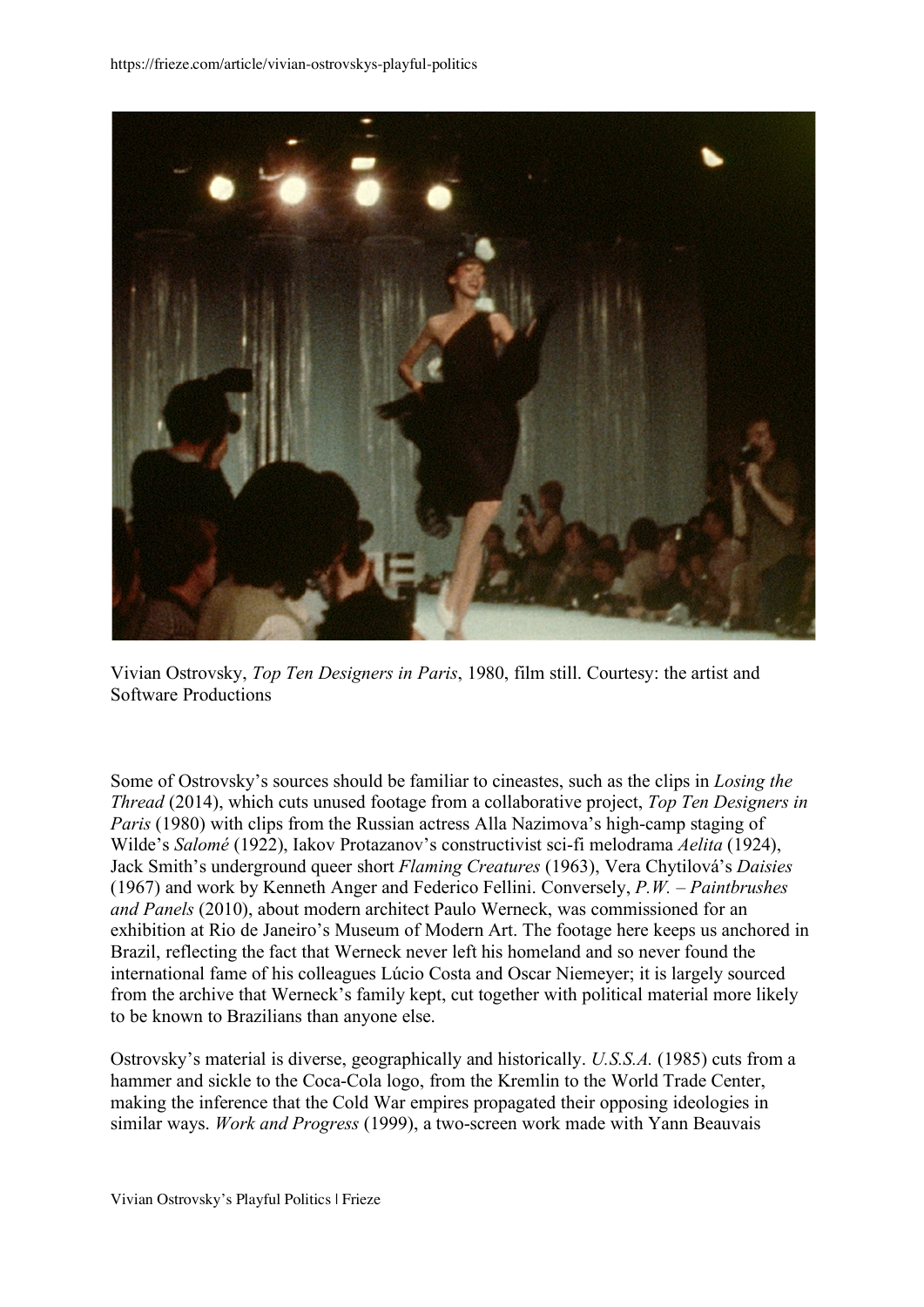Vivian Ostrovsky, *Top Ten Designers in Paris*, 1980, film still. Courtesy: the artist and Software Productions

Some of Ostrovsky's sources should be familiar to cineastes, such as the clips in *Losing the Thread* (2014), which cuts unused footage from a collaborative project, *Top Ten Designers in Paris* (1980) with clips from the Russian actress Alla Nazimova's high-camp staging of Wilde's *Salomé* (1922), Iakov Protazanov's constructivist sci-fi melodrama *Aelita* (1924), Jack Smith's underground queer short *Flaming Creatures* (1963), Vera Chytilová's *Daisies* (1967) and work by Kenneth Anger and Federico Fellini. Conversely, *P.W. – Paintbrushes and Panels* (2010), about modern architect Paulo Werneck, was commissioned for an exhibition at Rio de Janeiro's Museum of Modern Art. The footage here keeps us anchored in Brazil, reflecting the fact that Werneck never left his homeland and so never found the international fame of his colleagues Lúcio Costa and Oscar Niemeyer; it is largely sourced from the archive that Werneck's family kept, cut together with political material more likely to be known to Brazilians than anyone else.

Ostrovsky's material is diverse, geographically and historically. *U.S.S.A.* (1985) cuts from a hammer and sickle to the Coca-Cola logo, from the Kremlin to the World Trade Center, making the inference that the Cold War empires propagated their opposing ideologies in similar ways. *Work and Progress* (1999), a two-screen work made with Yann Beauvais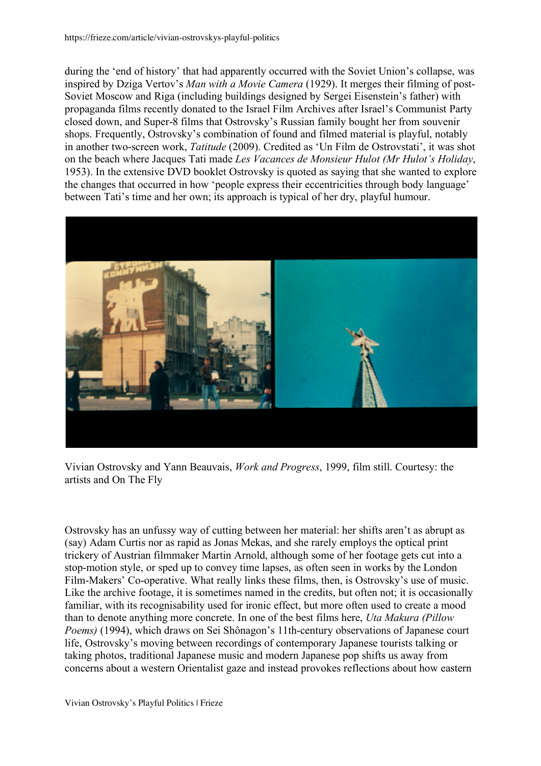during the 'end of history' that had apparently occurred with the Soviet Union's collapse, was inspired by Dziga Vertov's *Man with a Movie Camera* (1929). It merges their filming of post-Soviet Moscow and Riga (including buildings designed by Sergei Eisenstein's father) with propaganda films recently donated to the Israel Film Archives after Israel's Communist Party closed down, and Super-8 films that Ostrovsky's Russian family bought her from souvenir shops. Frequently, Ostrovsky's combination of found and filmed material is playful, notably in another two-screen work, *Tatitude* (2009). Credited as 'Un Film de Ostrovstati', it was shot on the beach where Jacques Tati made *Les Vacances de Monsieur Hulot (Mr Hulot's Holiday*, 1953). In the extensive DVD booklet Ostrovsky is quoted as saying that she wanted to explore the changes that occurred in how 'people express their eccentricities through body language' between Tati's time and her own; its approach is typical of her dry, playful humour.

Vivian Ostrovsky and Yann Beauvais, *Work and Progress*, 1999, film still. Courtesy: the artists and On The Fly

Ostrovsky has an unfussy way of cutting between her material: her shifts aren't as abrupt as (say) Adam Curtis nor as rapid as Jonas Mekas, and she rarely employs the optical print trickery of Austrian filmmaker Martin Arnold, although some of her footage gets cut into a stop-motion style, or sped up to convey time lapses, as often seen in works by the London Film-Makers' Co-operative. What really links these films, then, is Ostrovsky's use of music. Like the archive footage, it is sometimes named in the credits, but often not; it is occasionally familiar, with its recognisability used for ironic effect, but more often used to create a mood than to denote anything more concrete. In one of the best films here, *Uta Makura (Pillow Poems)* (1994), which draws on Sei Shônagon's 11th-century observations of Japanese court life, Ostrovsky's moving between recordings of contemporary Japanese tourists talking or taking photos, traditional Japanese music and modern Japanese pop shifts us away from concerns about a western Orientalist gaze and instead provokes reflections about how eastern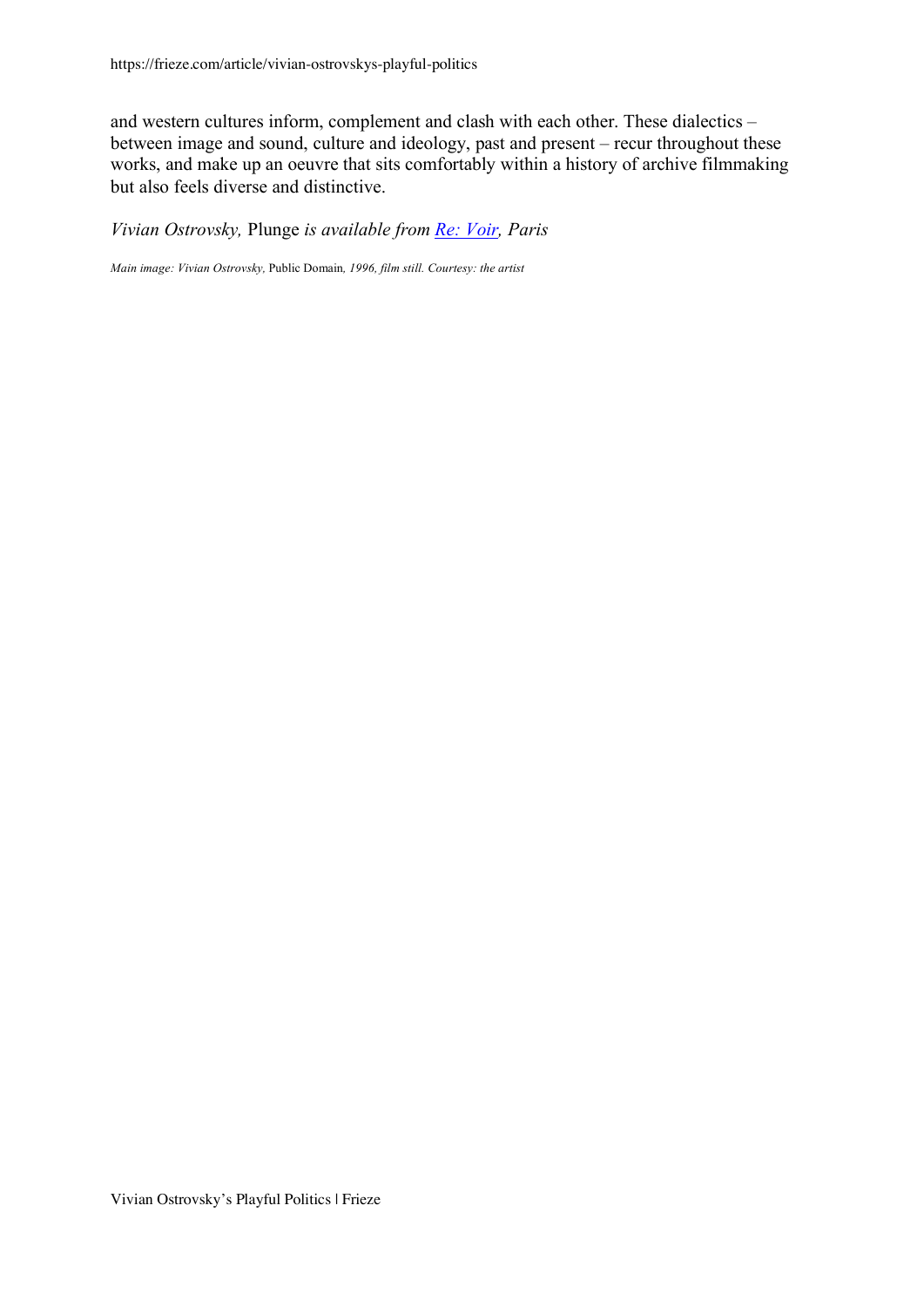and western cultures inform, complement and clash with each other. These dialectics – between image and sound, culture and ideology, past and present – recur throughout these works, and make up an oeuvre that sits comfortably within a history of archive filmmaking but also feels diverse and distinctive.

*Vivian Ostrovsky,* Plunge *is available from [Re: Voir](), Paris*

*Main image: Vivian Ostrovsky,* Public Domain*, 1996, film still. Courtesy: the artist*